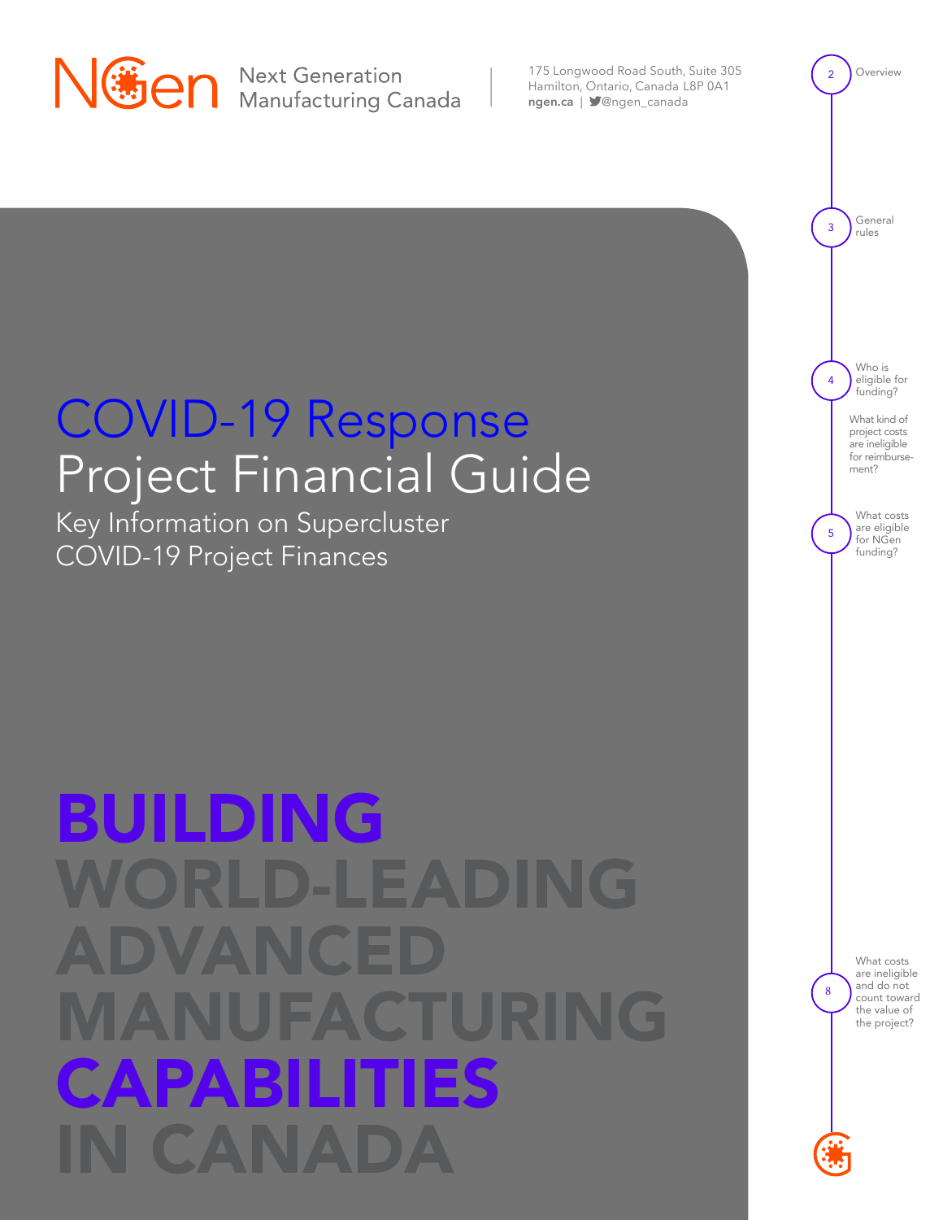NGen Next Generation Manufacturing Canada

175 Longwood Road South, Suite 305
Hamilton, Ontario, Canada L8P 0A1
ngen.ca | @ngen_canada

# COVID-19 Response Project Financial Guide

## Key Information on Supercluster COVID-19 Project Finances

**BUILDING WORLD-LEADING ADVANCED MANUFACTURING CAPABILITIES IN CANADA**

- 2 Overview
- 3 General rules
- 4 Who is eligible for funding?
  - What kind of project costs are ineligible for reimbursement?
- 5 What costs are eligible for NGen funding?
- 8 What costs are ineligible and do not count toward the value of the project?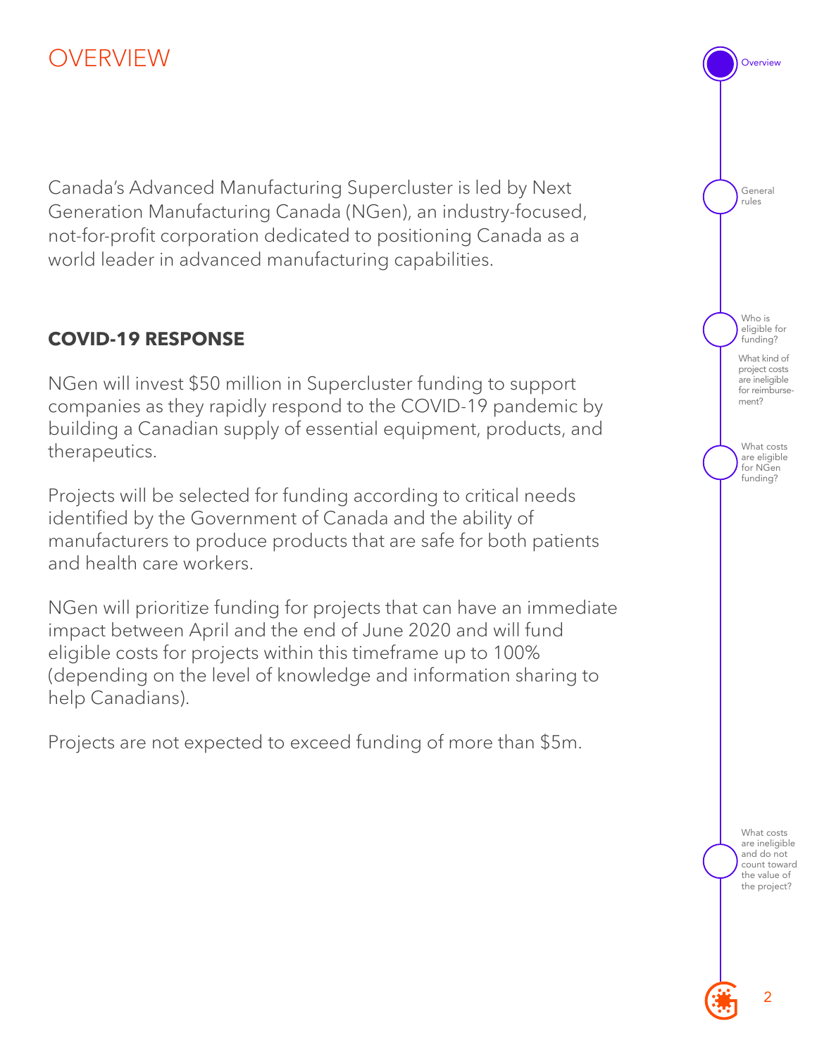# OVERVIEW

Canada's Advanced Manufacturing Supercluster is led by Next Generation Manufacturing Canada (NGen), an industry-focused, not-for-profit corporation dedicated to positioning Canada as a world leader in advanced manufacturing capabilities.

## COVID-19 RESPONSE

NGen will invest $50 million in Supercluster funding to support companies as they rapidly respond to the COVID-19 pandemic by building a Canadian supply of essential equipment, products, and therapeutics.

Projects will be selected for funding according to critical needs identified by the Government of Canada and the ability of manufacturers to produce products that are safe for both patients and health care workers.

NGen will prioritize funding for projects that can have an immediate impact between April and the end of June 2020 and will fund eligible costs for projects within this timeframe up to 100% (depending on the level of knowledge and information sharing to help Canadians).

Projects are not expected to exceed funding of more than $5m.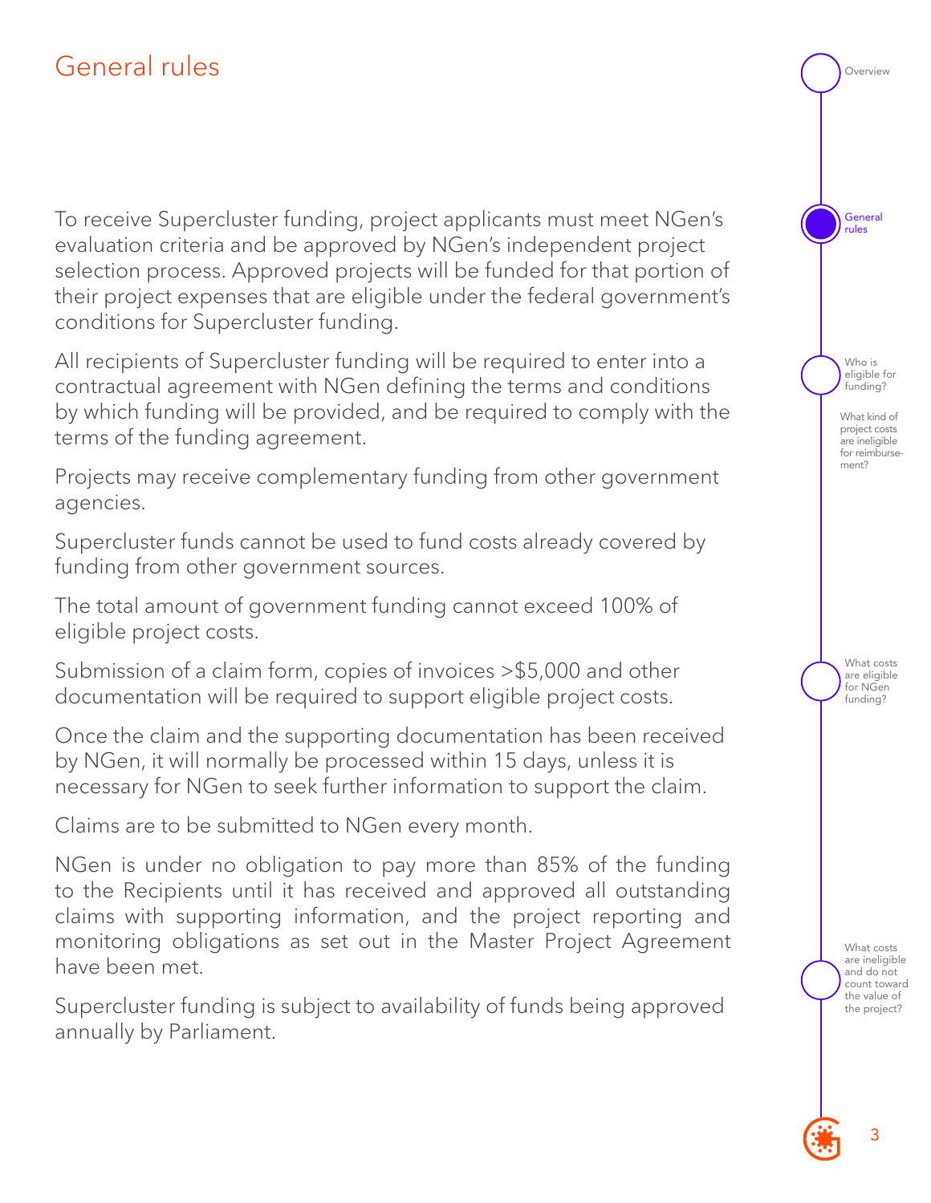# General rules

To receive Supercluster funding, project applicants must meet NGen's evaluation criteria and be approved by NGen's independent project selection process. Approved projects will be funded for that portion of their project expenses that are eligible under the federal government's conditions for Supercluster funding.

All recipients of Supercluster funding will be required to enter into a contractual agreement with NGen defining the terms and conditions by which funding will be provided, and be required to comply with the terms of the funding agreement.

Projects may receive complementary funding from other government agencies.

Supercluster funds cannot be used to fund costs already covered by funding from other government sources.

The total amount of government funding cannot exceed 100% of eligible project costs.

Submission of a claim form, copies of invoices >$5,000 and other documentation will be required to support eligible project costs.

Once the claim and the supporting documentation has been received by NGen, it will normally be processed within 15 days, unless it is necessary for NGen to seek further information to support the claim.

Claims are to be submitted to NGen every month.

NGen is under no obligation to pay more than 85% of the funding to the Recipients until it has received and approved all outstanding claims with supporting information, and the project reporting and monitoring obligations as set out in the Master Project Agreement have been met.

Supercluster funding is subject to availability of funds being approved annually by Parliament.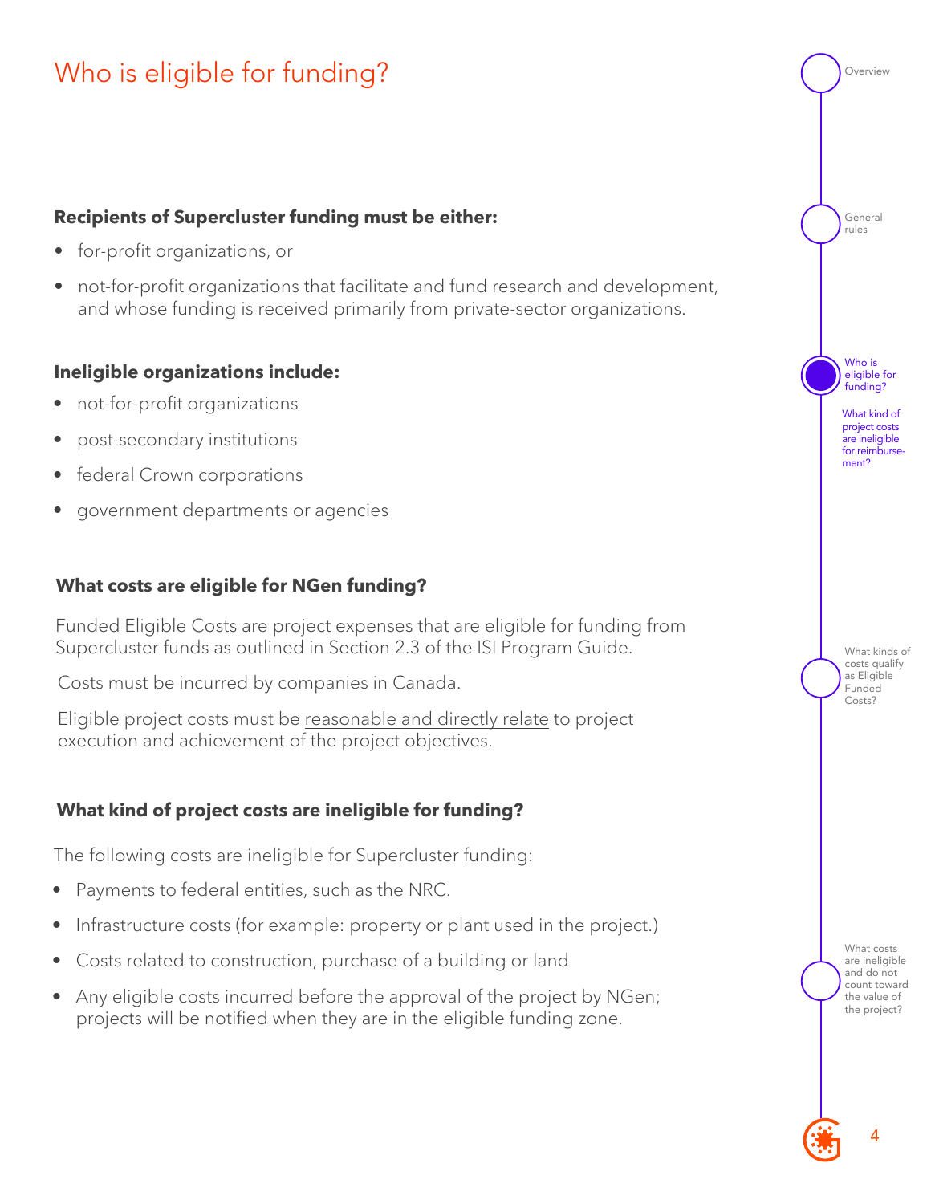# Who is eligible for funding?

**Recipients of Supercluster funding must be either:**

- for-profit organizations, or
- not-for-profit organizations that facilitate and fund research and development, and whose funding is received primarily from private-sector organizations.

**Ineligible organizations include:**

- not-for-profit organizations
- post-secondary institutions
- federal Crown corporations
- government departments or agencies

### What costs are eligible for NGen funding?

Funded Eligible Costs are project expenses that are eligible for funding from Supercluster funds as outlined in Section 2.3 of the ISI Program Guide.

Costs must be incurred by companies in Canada.

Eligible project costs must be reasonable and directly relate to project execution and achievement of the project objectives.

### What kind of project costs are ineligible for funding?

The following costs are ineligible for Supercluster funding:

- Payments to federal entities, such as the NRC.
- Infrastructure costs (for example: property or plant used in the project.)
- Costs related to construction, purchase of a building or land
- Any eligible costs incurred before the approval of the project by NGen; projects will be notified when they are in the eligible funding zone.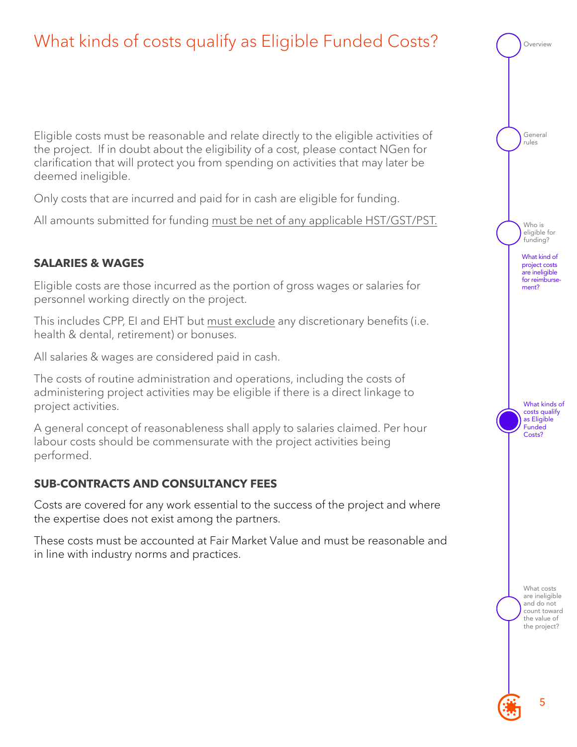# What kinds of costs qualify as Eligible Funded Costs?

Eligible costs must be reasonable and relate directly to the eligible activities of the project. If in doubt about the eligibility of a cost, please contact NGen for clarification that will protect you from spending on activities that may later be deemed ineligible.

Only costs that are incurred and paid for in cash are eligible for funding.

All amounts submitted for funding must be net of any applicable HST/GST/PST.

### SALARIES & WAGES

Eligible costs are those incurred as the portion of gross wages or salaries for personnel working directly on the project.

This includes CPP, EI and EHT but must exclude any discretionary benefits (i.e. health & dental, retirement) or bonuses.

All salaries & wages are considered paid in cash.

The costs of routine administration and operations, including the costs of administering project activities may be eligible if there is a direct linkage to project activities.

A general concept of reasonableness shall apply to salaries claimed. Per hour labour costs should be commensurate with the project activities being performed.

### SUB-CONTRACTS AND CONSULTANCY FEES

Costs are covered for any work essential to the success of the project and where the expertise does not exist among the partners.

These costs must be accounted at Fair Market Value and must be reasonable and in line with industry norms and practices.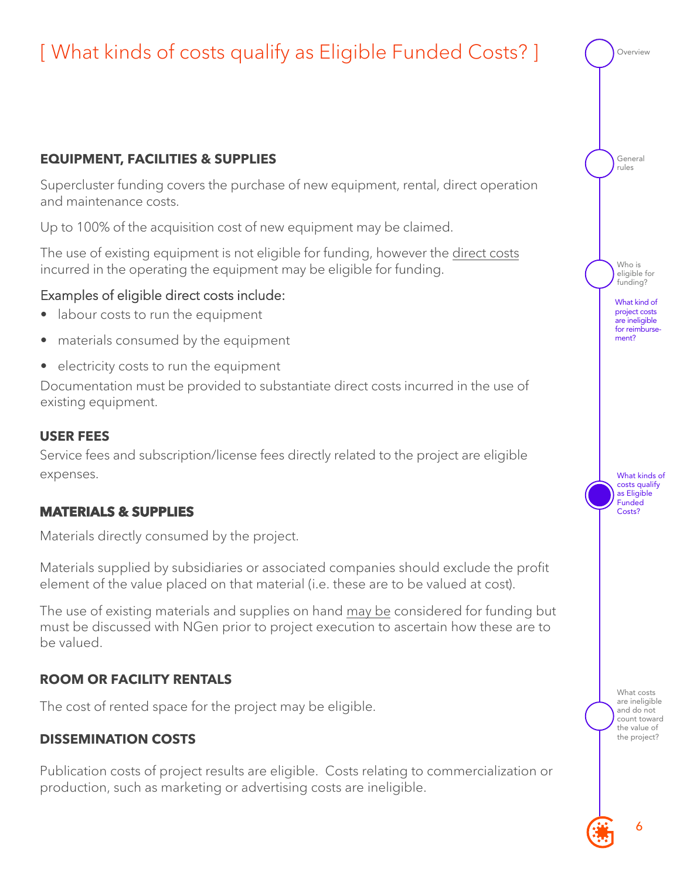# [ What kinds of costs qualify as Eligible Funded Costs? ]

### EQUIPMENT, FACILITIES & SUPPLIES

Supercluster funding covers the purchase of new equipment, rental, direct operation and maintenance costs.

Up to 100% of the acquisition cost of new equipment may be claimed.

The use of existing equipment is not eligible for funding, however the direct costs incurred in the operating the equipment may be eligible for funding.

Examples of eligible direct costs include:

- labour costs to run the equipment
- materials consumed by the equipment
- electricity costs to run the equipment

Documentation must be provided to substantiate direct costs incurred in the use of existing equipment.

### USER FEES

Service fees and subscription/license fees directly related to the project are eligible expenses.

### MATERIALS & SUPPLIES

Materials directly consumed by the project.

Materials supplied by subsidiaries or associated companies should exclude the profit element of the value placed on that material (i.e. these are to be valued at cost).

The use of existing materials and supplies on hand may be considered for funding but must be discussed with NGen prior to project execution to ascertain how these are to be valued.

### ROOM OR FACILITY RENTALS

The cost of rented space for the project may be eligible.

### DISSEMINATION COSTS

Publication costs of project results are eligible. Costs relating to commercialization or production, such as marketing or advertising costs are ineligible.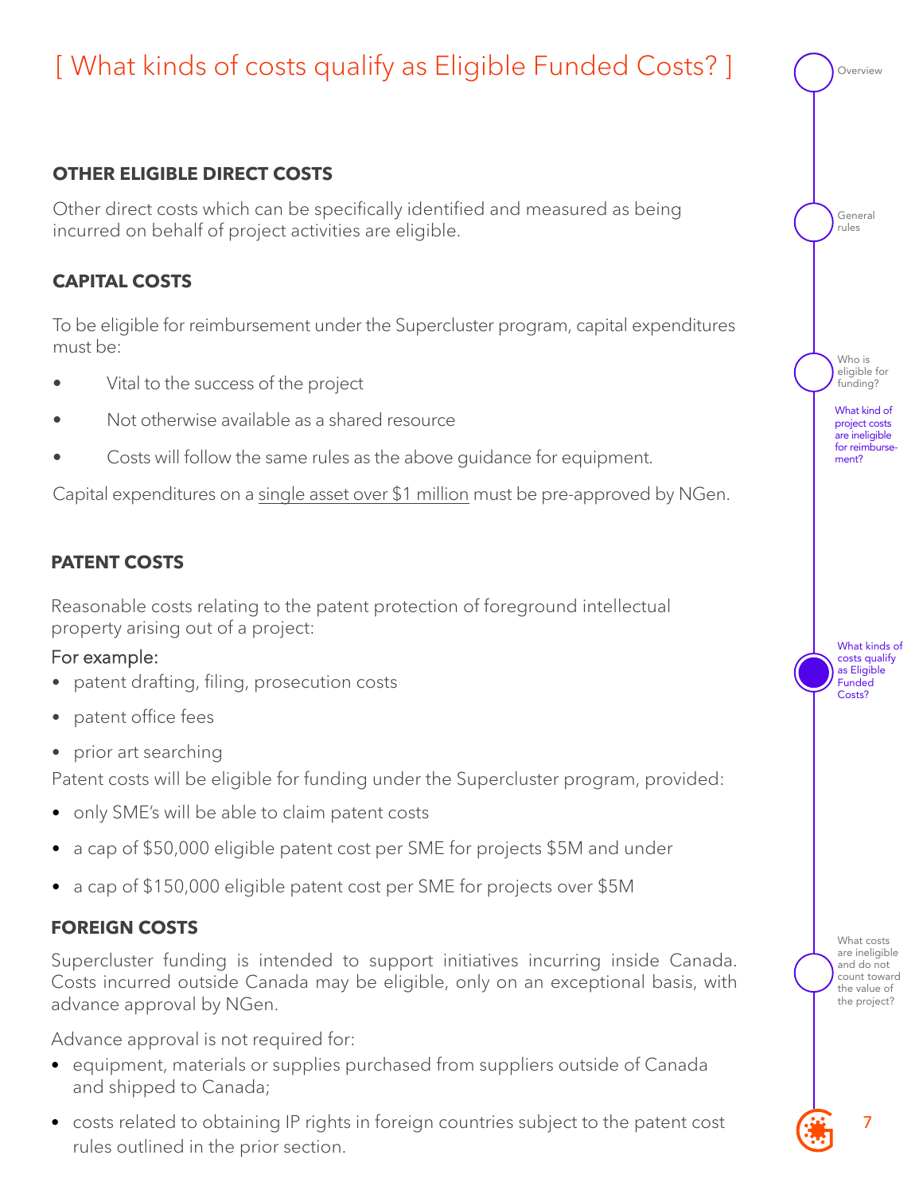# [ What kinds of costs qualify as Eligible Funded Costs? ]

## OTHER ELIGIBLE DIRECT COSTS

Other direct costs which can be specifically identified and measured as being incurred on behalf of project activities are eligible.

## CAPITAL COSTS

To be eligible for reimbursement under the Supercluster program, capital expenditures must be:

- Vital to the success of the project
- Not otherwise available as a shared resource
- Costs will follow the same rules as the above guidance for equipment.

Capital expenditures on a single asset over $1 million must be pre-approved by NGen.

## PATENT COSTS

Reasonable costs relating to the patent protection of foreground intellectual property arising out of a project:

For example:

- patent drafting, filing, prosecution costs
- patent office fees
- prior art searching

Patent costs will be eligible for funding under the Supercluster program, provided:

- only SME's will be able to claim patent costs
- a cap of $50,000 eligible patent cost per SME for projects $5M and under
- a cap of $150,000 eligible patent cost per SME for projects over $5M

## FOREIGN COSTS

Supercluster funding is intended to support initiatives incurring inside Canada. Costs incurred outside Canada may be eligible, only on an exceptional basis, with advance approval by NGen.

Advance approval is not required for:

- equipment, materials or supplies purchased from suppliers outside of Canada and shipped to Canada;
- costs related to obtaining IP rights in foreign countries subject to the patent cost rules outlined in the prior section.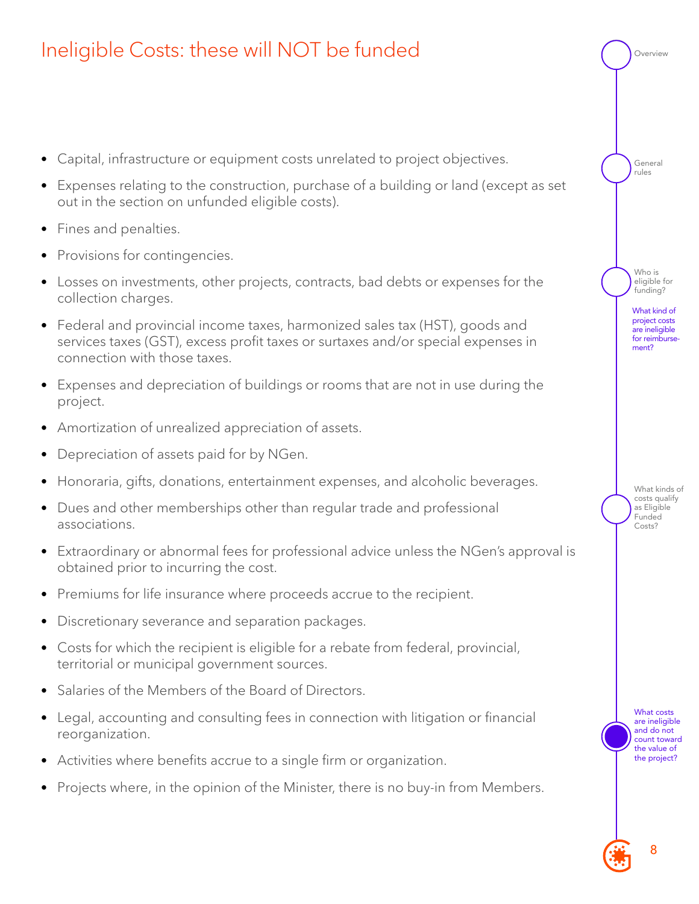# Ineligible Costs: these will NOT be funded

- Capital, infrastructure or equipment costs unrelated to project objectives.
- Expenses relating to the construction, purchase of a building or land (except as set out in the section on unfunded eligible costs).
- Fines and penalties.
- Provisions for contingencies.
- Losses on investments, other projects, contracts, bad debts or expenses for the collection charges.
- Federal and provincial income taxes, harmonized sales tax (HST), goods and services taxes (GST), excess profit taxes or surtaxes and/or special expenses in connection with those taxes.
- Expenses and depreciation of buildings or rooms that are not in use during the project.
- Amortization of unrealized appreciation of assets.
- Depreciation of assets paid for by NGen.
- Honoraria, gifts, donations, entertainment expenses, and alcoholic beverages.
- Dues and other memberships other than regular trade and professional associations.
- Extraordinary or abnormal fees for professional advice unless the NGen's approval is obtained prior to incurring the cost.
- Premiums for life insurance where proceeds accrue to the recipient.
- Discretionary severance and separation packages.
- Costs for which the recipient is eligible for a rebate from federal, provincial, territorial or municipal government sources.
- Salaries of the Members of the Board of Directors.
- Legal, accounting and consulting fees in connection with litigation or financial reorganization.
- Activities where benefits accrue to a single firm or organization.
- Projects where, in the opinion of the Minister, there is no buy-in from Members.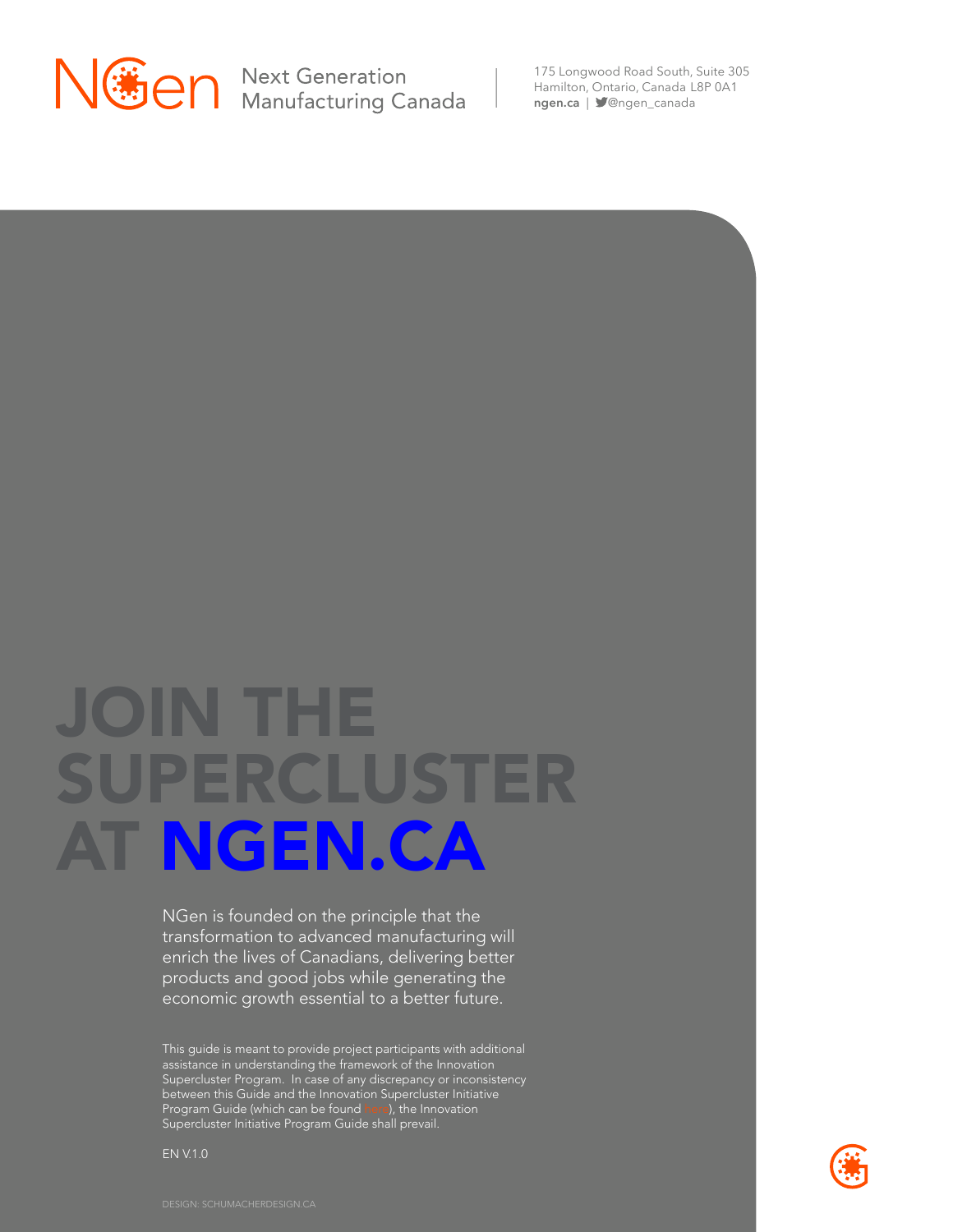NGen Next Generation Manufacturing Canada

175 Longwood Road South, Suite 305
Hamilton, Ontario, Canada L8P 0A1
ngen.ca | @ngen_canada

# JOIN THE SUPERCLUSTER AT NGEN.CA

NGen is founded on the principle that the transformation to advanced manufacturing will enrich the lives of Canadians, delivering better products and good jobs while generating the economic growth essential to a better future.

This guide is meant to provide project participants with additional assistance in understanding the framework of the Innovation Supercluster Program. In case of any discrepancy or inconsistency between this Guide and the Innovation Supercluster Initiative Program Guide (which can be found here), the Innovation Supercluster Initiative Program Guide shall prevail.

EN V.1.0

DESIGN: SCHUMACHERDESIGN.CA